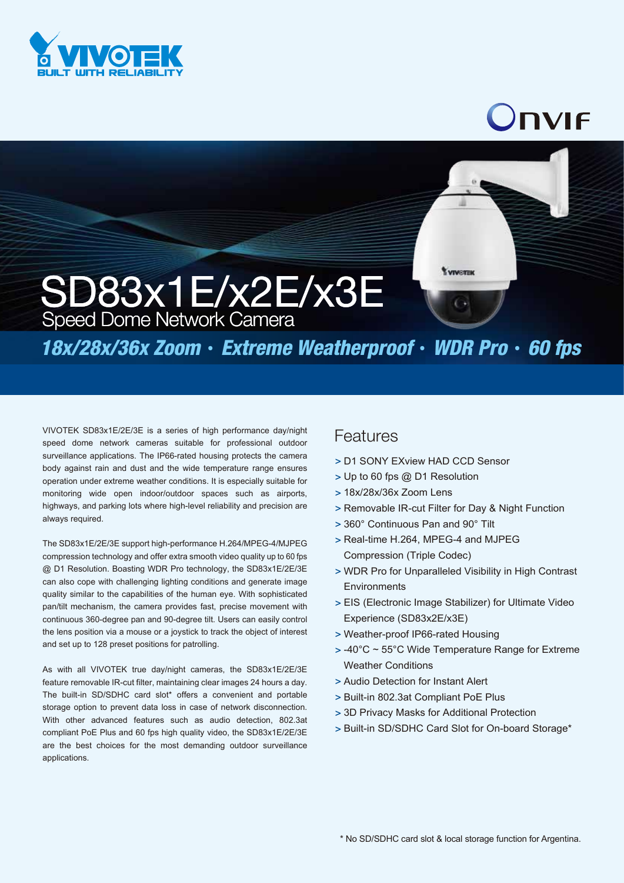# SD83x1E/x2E/x3E

## Speed Dome Network Camera

***18x/28x/36x Zoom • Extreme Weatherproof • WDR Pro • 60 fps***

VIVOTEK SD83x1E/2E/3E is a series of high performance day/night speed dome network cameras suitable for professional outdoor surveillance applications. The IP66-rated housing protects the camera body against rain and dust and the wide temperature range ensures operation under extreme weather conditions. It is especially suitable for monitoring wide open indoor/outdoor spaces such as airports, highways, and parking lots where high-level reliability and precision are always required.

The SD83x1E/2E/3E support high-performance H.264/MPEG-4/MJPEG compression technology and offer extra smooth video quality up to 60 fps @ D1 Resolution. Boasting WDR Pro technology, the SD83x1E/2E/3E can also cope with challenging lighting conditions and generate image quality similar to the capabilities of the human eye. With sophisticated pan/tilt mechanism, the camera provides fast, precise movement with continuous 360-degree pan and 90-degree tilt. Users can easily control the lens position via a mouse or a joystick to track the object of interest and set up to 128 preset positions for patrolling.

As with all VIVOTEK true day/night cameras, the SD83x1E/2E/3E feature removable IR-cut filter, maintaining clear images 24 hours a day. The built-in SD/SDHC card slot* offers a convenient and portable storage option to prevent data loss in case of network disconnection. With other advanced features such as audio detection, 802.3at compliant PoE Plus and 60 fps high quality video, the SD83x1E/2E/3E are the best choices for the most demanding outdoor surveillance applications.

## Features

- D1 SONY EXview HAD CCD Sensor
- Up to 60 fps @ D1 Resolution
- 18x/28x/36x Zoom Lens
- Removable IR-cut Filter for Day & Night Function
- 360° Continuous Pan and 90° Tilt
- Real-time H.264, MPEG-4 and MJPEG Compression (Triple Codec)
- WDR Pro for Unparalleled Visibility in High Contrast Environments
- EIS (Electronic Image Stabilizer) for Ultimate Video Experience (SD83x2E/x3E)
- Weather-proof IP66-rated Housing
- -40°C ~ 55°C Wide Temperature Range for Extreme Weather Conditions
- Audio Detection for Instant Alert
- Built-in 802.3at Compliant PoE Plus
- 3D Privacy Masks for Additional Protection
- Built-in SD/SDHC Card Slot for On-board Storage*

\* No SD/SDHC card slot & local storage function for Argentina.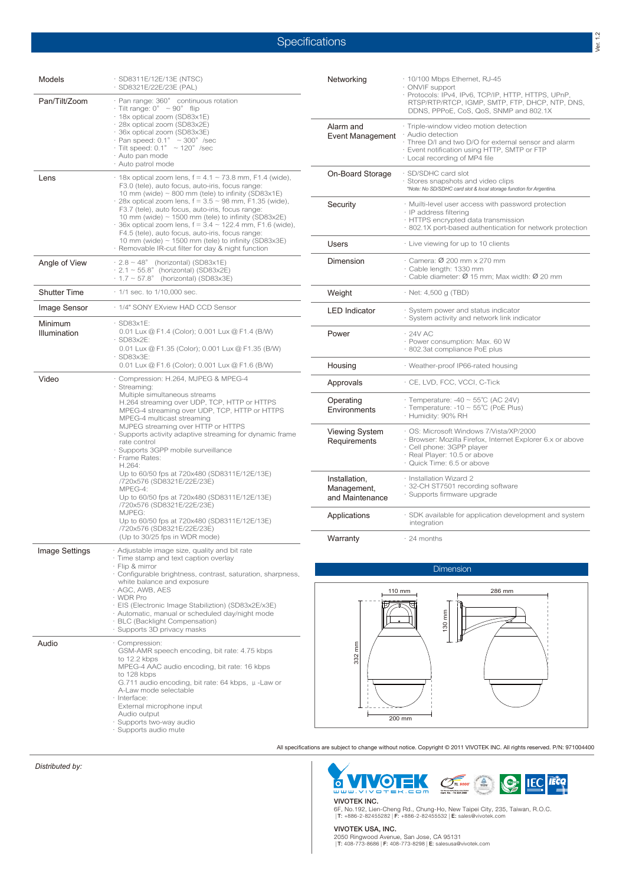## Specifications

| | |
|---|---|
| Models | · SD8311E/12E/13E (NTSC)<br>· SD8321E/22E/23E (PAL) |
| Pan/Tilt/Zoom | · Pan range: 360° continuous rotation<br>· Tilt range: 0° ~ 90° flip<br>· 18x optical zoom (SD83x1E)<br>· 28x optical zoom (SD83x2E)<br>· 36x optical zoom (SD83x3E)<br>· Pan speed: 0.1° ~ 300° /sec<br>· Tilt speed: 0.1° ~ 120° /sec<br>· Auto pan mode<br>· Auto patrol mode |
| Lens | · 18x optical zoom lens, f = 4.1 ~ 73.8 mm, F1.4 (wide), F3.0 (tele), auto focus, auto-iris, focus range: 10 mm (wide) ~ 800 mm (tele) to infinity (SD83x1E)<br>· 28x optical zoom lens, f = 3.5 ~ 98 mm, F1.35 (wide), F3.7 (tele), auto focus, auto-iris, focus range: 10 mm (wide) ~ 1500 mm (tele) to infinity (SD83x2E)<br>· 36x optical zoom lens, f = 3.4 ~ 122.4 mm, F1.6 (wide), F4.5 (tele), auto focus, auto-iris, focus range: 10 mm (wide) ~ 1500 mm (tele) to infinity (SD83x3E)<br>· Removable IR-cut filter for day & night function |
| Angle of View | · 2.8 ~ 48° (horizontal) (SD83x1E)<br>· 2.1 ~ 55.8° (horizontal) (SD83x2E)<br>· 1.7 ~ 57.8° (horizontal) (SD83x3E) |
| Shutter Time | · 1/1 sec. to 1/10,000 sec. |
| Image Sensor | · 1/4" SONY EXview HAD CCD Sensor |
| Minimum Illumination | · SD83x1E:<br>0.01 Lux @ F1.4 (Color); 0.001 Lux @ F1.4 (B/W)<br>· SD83x2E:<br>0.01 Lux @ F1.35 (Color); 0.001 Lux @ F1.35 (B/W)<br>· SD83x3E:<br>0.01 Lux @ F1.6 (Color); 0.001 Lux @ F1.6 (B/W) |
| Video | · Compression: H.264, MJPEG & MPEG-4<br>· Streaming:<br>Multiple simultaneous streams<br>H.264 streaming over UDP, TCP, HTTP or HTTPS<br>MPEG-4 streaming over UDP, TCP, HTTP or HTTPS<br>MPEG-4 multicast streaming<br>MJPEG streaming over HTTP or HTTPS<br>· Supports activity adaptive streaming for dynamic frame rate control<br>· Supports 3GPP mobile surveillance<br>· Frame Rates:<br>H.264:<br>Up to 60/50 fps at 720x480 (SD8311E/12E/13E) /720x576 (SD8321E/22E/23E)<br>MPEG-4:<br>Up to 60/50 fps at 720x480 (SD8311E/12E/13E) /720x576 (SD8321E/22E/23E)<br>MJPEG:<br>Up to 60/50 fps at 720x480 (SD8311E/12E/13E) /720x576 (SD8321E/22E/23E)<br>(Up to 30/25 fps in WDR mode) |
| Image Settings | · Adjustable image size, quality and bit rate<br>· Time stamp and text caption overlay<br>· Flip & mirror<br>· Configurable brightness, contrast, saturation, sharpness, white balance and exposure<br>· AGC, AWB, AES<br>· WDR Pro<br>· EIS (Electronic Image Stabiliztion) (SD83x2E/x3E)<br>· Automatic, manual or scheduled day/night mode<br>· BLC (Backlight Compensation)<br>· Supports 3D privacy masks |
| Audio | · Compression:<br>GSM-AMR speech encoding, bit rate: 4.75 kbps to 12.2 kbps<br>MPEG-4 AAC audio encoding, bit rate: 16 kbps to 128 kbps<br>G.711 audio encoding, bit rate: 64 kbps, µ-Law or A-Law mode selectable<br>· Interface:<br>External microphone input<br>Audio output<br>· Supports two-way audio<br>· Supports audio mute |
| Networking | · 10/100 Mbps Ethernet, RJ-45<br>· ONVIF support<br>· Protocols: IPv4, IPv6, TCP/IP, HTTP, HTTPS, UPnP, RTSP/RTP/RTCP, IGMP, SMTP, FTP, DHCP, NTP, DNS, DDNS, PPPoE, CoS, QoS, SNMP and 802.1X |
| Alarm and Event Management | · Triple-window video motion detection<br>· Audio detection<br>· Three D/I and two D/O for external sensor and alarm<br>· Event notification using HTTP, SMTP or FTP<br>· Local recording of MP4 file |
| On-Board Storage | · SD/SDHC card slot<br>· Stores snapshots and video clips<br>*Note: No SD/SDHC card slot & local storage function for Argentina. |
| Security | · Muilti-level user access with password protection<br>· IP address filtering<br>· HTTPS encrypted data transmission<br>· 802.1X port-based authentication for network protection |
| Users | · Live viewing for up to 10 clients |
| Dimension | · Camera: Ø 200 mm x 270 mm<br>· Cable length: 1330 mm<br>· Cable diameter: Ø 15 mm; Max width: Ø 20 mm |
| Weight | · Net: 4,500 g (TBD) |
| LED Indicator | · System power and status indicator<br>· System activity and network link indicator |
| Power | · 24V AC<br>· Power consumption: Max. 60 W<br>· 802.3at compliance PoE plus |
| Housing | · Weather-proof IP66-rated housing |
| Approvals | · CE, LVD, FCC, VCCI, C-Tick |
| Operating Environments | · Temperature: -40 ~ 55℃ (AC 24V)<br>· Temperature: -10 ~ 55℃ (PoE Plus)<br>· Humidity: 90% RH |
| Viewing System Requirements | · OS: Microsoft Windows 7/Vista/XP/2000<br>· Browser: Mozilla Firefox, Internet Explorer 6.x or above<br>· Cell phone: 3GPP player<br>· Real Player: 10.5 or above<br>· Quick Time: 6.5 or above |
| Installation, Management, and Maintenance | · Installation Wizard 2<br>· 32-CH ST7501 recording software<br>· Supports firmware upgrade |
| Applications | · SDK available for application development and system integration |
| Warranty | · 24 months |

## Dimension

110 mm
286 mm
130 mm
332 mm
200 mm

All specifications are subject to change without notice. Copyright © 2011 VIVOTEK INC. All rights reserved. P/N: 971004400

*Distributed by:*

**VIVOTEK INC.**
6F, No.192, Lien-Cheng Rd., Chung-Ho, New Taipei City, 235, Taiwan, R.O.C.
| T: +886-2-82455282 | F: +886-2-82455532 | E: sales@vivotek.com

**VIVOTEK USA, INC.**
2050 Ringwood Avenue, San Jose, CA 95131
| T: 408-773-8686 | F: 408-773-8298 | E: salesusa@vivotek.com